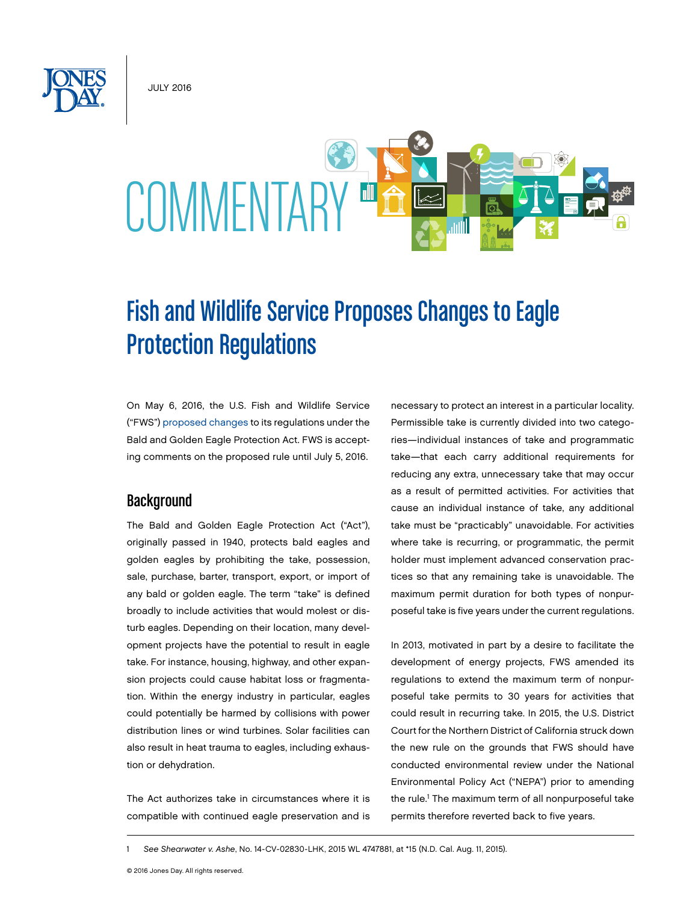JULY 2016

COMMENTARY

# Fish and Wildlife Service Proposes Changes to Eagle Protection Regulations

On May 6, 2016, the U.S. Fish and Wildlife Service ("FWS") proposed changes to its regulations under the Bald and Golden Eagle Protection Act. FWS is accepting comments on the proposed rule until July 5, 2016.

## Background

The Bald and Golden Eagle Protection Act ("Act"), originally passed in 1940, protects bald eagles and golden eagles by prohibiting the take, possession, sale, purchase, barter, transport, export, or import of any bald or golden eagle. The term "take" is defined broadly to include activities that would molest or disturb eagles. Depending on their location, many development projects have the potential to result in eagle take. For instance, housing, highway, and other expansion projects could cause habitat loss or fragmentation. Within the energy industry in particular, eagles could potentially be harmed by collisions with power distribution lines or wind turbines. Solar facilities can also result in heat trauma to eagles, including exhaustion or dehydration.

The Act authorizes take in circumstances where it is compatible with continued eagle preservation and is necessary to protect an interest in a particular locality. Permissible take is currently divided into two categories—individual instances of take and programmatic take—that each carry additional requirements for reducing any extra, unnecessary take that may occur as a result of permitted activities. For activities that cause an individual instance of take, any additional take must be "practicably" unavoidable. For activities where take is recurring, or programmatic, the permit holder must implement advanced conservation practices so that any remaining take is unavoidable. The maximum permit duration for both types of nonpurposeful take is five years under the current regulations.

In 2013, motivated in part by a desire to facilitate the development of energy projects, FWS amended its regulations to extend the maximum term of nonpurposeful take permits to 30 years for activities that could result in recurring take. In 2015, the U.S. District Court for the Northern District of California struck down the new rule on the grounds that FWS should have conducted environmental review under the National Environmental Policy Act ("NEPA") prior to amending the rule.[1] The maximum term of all nonpurposeful take permits therefore reverted back to five years.

[1] *See Shearwater v. Ashe*, No. 14-CV-02830-LHK, 2015 WL 4747881, at *15 (N.D. Cal. Aug. 11, 2015).

© 2016 Jones Day. All rights reserved.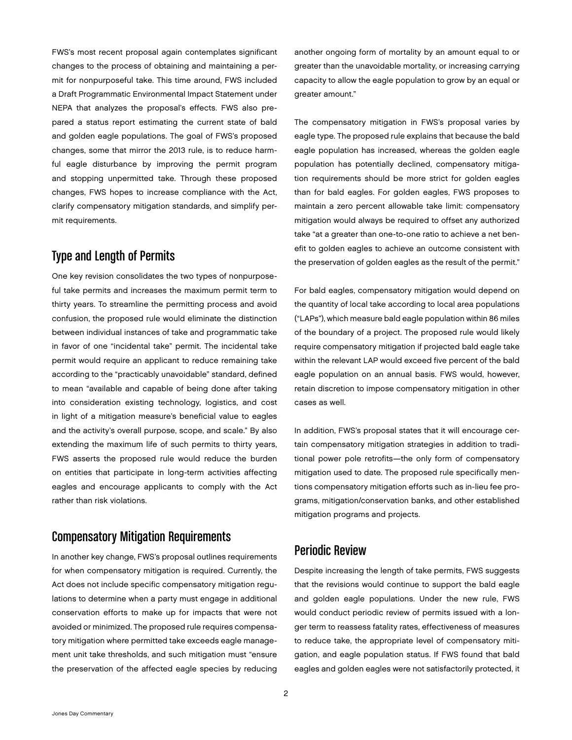FWS's most recent proposal again contemplates significant changes to the process of obtaining and maintaining a permit for nonpurposeful take. This time around, FWS included a Draft Programmatic Environmental Impact Statement under NEPA that analyzes the proposal's effects. FWS also prepared a status report estimating the current state of bald and golden eagle populations. The goal of FWS's proposed changes, some that mirror the 2013 rule, is to reduce harmful eagle disturbance by improving the permit program and stopping unpermitted take. Through these proposed changes, FWS hopes to increase compliance with the Act, clarify compensatory mitigation standards, and simplify permit requirements.

## Type and Length of Permits

One key revision consolidates the two types of nonpurposeful take permits and increases the maximum permit term to thirty years. To streamline the permitting process and avoid confusion, the proposed rule would eliminate the distinction between individual instances of take and programmatic take in favor of one "incidental take" permit. The incidental take permit would require an applicant to reduce remaining take according to the "practicably unavoidable" standard, defined to mean "available and capable of being done after taking into consideration existing technology, logistics, and cost in light of a mitigation measure's beneficial value to eagles and the activity's overall purpose, scope, and scale." By also extending the maximum life of such permits to thirty years, FWS asserts the proposed rule would reduce the burden on entities that participate in long-term activities affecting eagles and encourage applicants to comply with the Act rather than risk violations.

## Compensatory Mitigation Requirements

In another key change, FWS's proposal outlines requirements for when compensatory mitigation is required. Currently, the Act does not include specific compensatory mitigation regulations to determine when a party must engage in additional conservation efforts to make up for impacts that were not avoided or minimized. The proposed rule requires compensatory mitigation where permitted take exceeds eagle management unit take thresholds, and such mitigation must "ensure the preservation of the affected eagle species by reducing another ongoing form of mortality by an amount equal to or greater than the unavoidable mortality, or increasing carrying capacity to allow the eagle population to grow by an equal or greater amount."

The compensatory mitigation in FWS's proposal varies by eagle type. The proposed rule explains that because the bald eagle population has increased, whereas the golden eagle population has potentially declined, compensatory mitigation requirements should be more strict for golden eagles than for bald eagles. For golden eagles, FWS proposes to maintain a zero percent allowable take limit: compensatory mitigation would always be required to offset any authorized take "at a greater than one-to-one ratio to achieve a net benefit to golden eagles to achieve an outcome consistent with the preservation of golden eagles as the result of the permit."

For bald eagles, compensatory mitigation would depend on the quantity of local take according to local area populations ("LAPs"), which measure bald eagle population within 86 miles of the boundary of a project. The proposed rule would likely require compensatory mitigation if projected bald eagle take within the relevant LAP would exceed five percent of the bald eagle population on an annual basis. FWS would, however, retain discretion to impose compensatory mitigation in other cases as well.

In addition, FWS's proposal states that it will encourage certain compensatory mitigation strategies in addition to traditional power pole retrofits—the only form of compensatory mitigation used to date. The proposed rule specifically mentions compensatory mitigation efforts such as in-lieu fee programs, mitigation/conservation banks, and other established mitigation programs and projects.

## Periodic Review

Despite increasing the length of take permits, FWS suggests that the revisions would continue to support the bald eagle and golden eagle populations. Under the new rule, FWS would conduct periodic review of permits issued with a longer term to reassess fatality rates, effectiveness of measures to reduce take, the appropriate level of compensatory mitigation, and eagle population status. If FWS found that bald eagles and golden eagles were not satisfactorily protected, it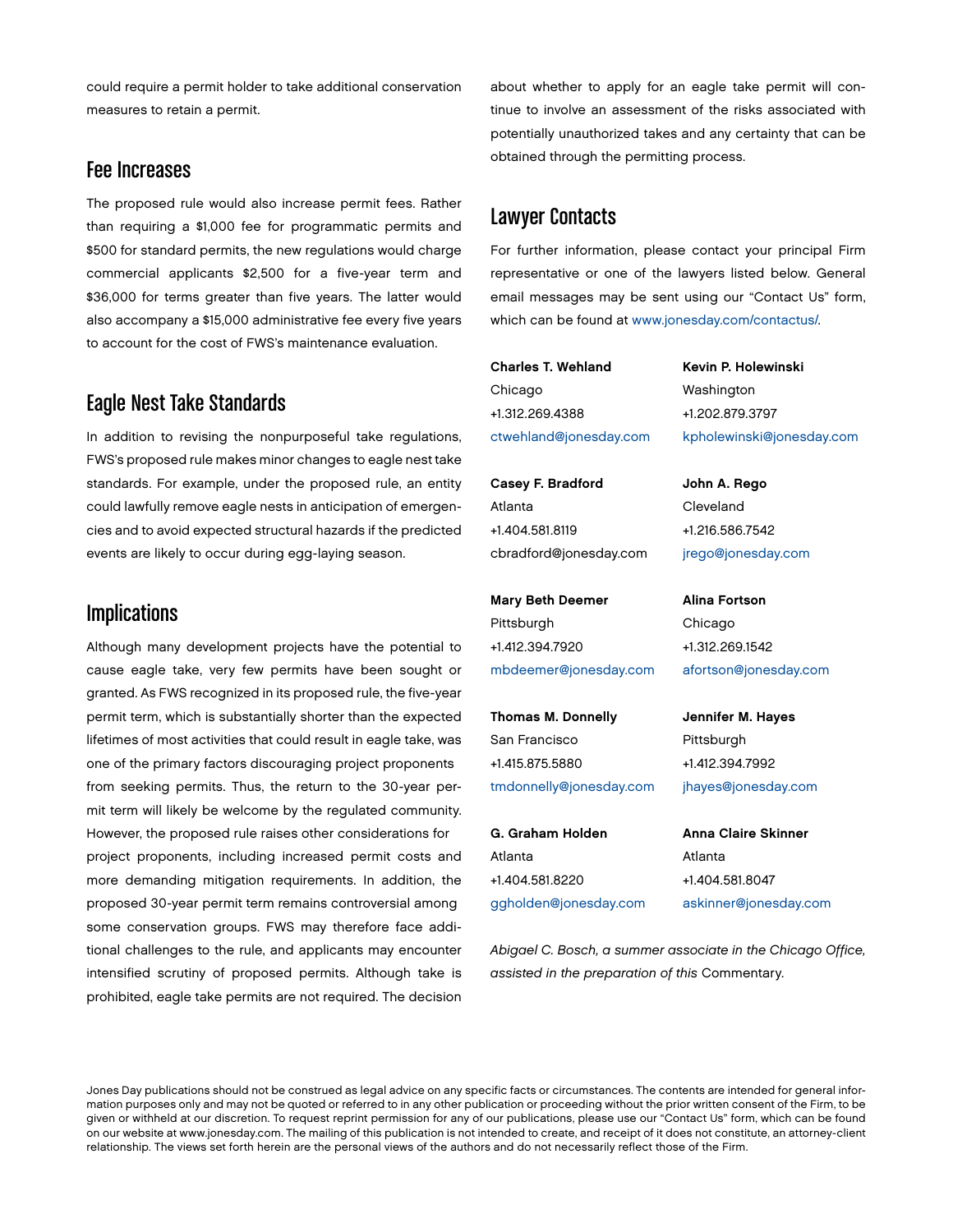could require a permit holder to take additional conservation measures to retain a permit.

## Fee Increases

The proposed rule would also increase permit fees. Rather than requiring a $1,000 fee for programmatic permits and $500 for standard permits, the new regulations would charge commercial applicants $2,500 for a five-year term and $36,000 for terms greater than five years. The latter would also accompany a $15,000 administrative fee every five years to account for the cost of FWS's maintenance evaluation.

## Eagle Nest Take Standards

In addition to revising the nonpurposeful take regulations, FWS's proposed rule makes minor changes to eagle nest take standards. For example, under the proposed rule, an entity could lawfully remove eagle nests in anticipation of emergencies and to avoid expected structural hazards if the predicted events are likely to occur during egg-laying season.

## Implications

Although many development projects have the potential to cause eagle take, very few permits have been sought or granted. As FWS recognized in its proposed rule, the five-year permit term, which is substantially shorter than the expected lifetimes of most activities that could result in eagle take, was one of the primary factors discouraging project proponents from seeking permits. Thus, the return to the 30-year permit term will likely be welcome by the regulated community. However, the proposed rule raises other considerations for project proponents, including increased permit costs and more demanding mitigation requirements. In addition, the proposed 30-year permit term remains controversial among some conservation groups. FWS may therefore face additional challenges to the rule, and applicants may encounter intensified scrutiny of proposed permits. Although take is prohibited, eagle take permits are not required. The decision about whether to apply for an eagle take permit will continue to involve an assessment of the risks associated with potentially unauthorized takes and any certainty that can be obtained through the permitting process.

## Lawyer Contacts

For further information, please contact your principal Firm representative or one of the lawyers listed below. General email messages may be sent using our "Contact Us" form, which can be found at www.jonesday.com/contactus/.

**Charles T. Wehland**
Chicago
+1.312.269.4388
ctwehland@jonesday.com

**Kevin P. Holewinski**
Washington
+1.202.879.3797
kpholewinski@jonesday.com

**Casey F. Bradford**
Atlanta
+1.404.581.8119
cbradford@jonesday.com

**John A. Rego**
Cleveland
+1.216.586.7542
jrego@jonesday.com

**Mary Beth Deemer**
Pittsburgh
+1.412.394.7920
mbdeemer@jonesday.com

**Alina Fortson**
Chicago
+1.312.269.1542
afortson@jonesday.com

**Thomas M. Donnelly**
San Francisco
+1.415.875.5880
tmdonnelly@jonesday.com

**Jennifer M. Hayes**
Pittsburgh
+1.412.394.7992
jhayes@jonesday.com

**G. Graham Holden**
Atlanta
+1.404.581.8220
ggholden@jonesday.com

**Anna Claire Skinner**
Atlanta
+1.404.581.8047
askinner@jonesday.com

*Abigael C. Bosch, a summer associate in the Chicago Office, assisted in the preparation of this* Commentary.

Jones Day publications should not be construed as legal advice on any specific facts or circumstances. The contents are intended for general information purposes only and may not be quoted or referred to in any other publication or proceeding without the prior written consent of the Firm, to be given or withheld at our discretion. To request reprint permission for any of our publications, please use our "Contact Us" form, which can be found on our website at www.jonesday.com. The mailing of this publication is not intended to create, and receipt of it does not constitute, an attorney-client relationship. The views set forth herein are the personal views of the authors and do not necessarily reflect those of the Firm.